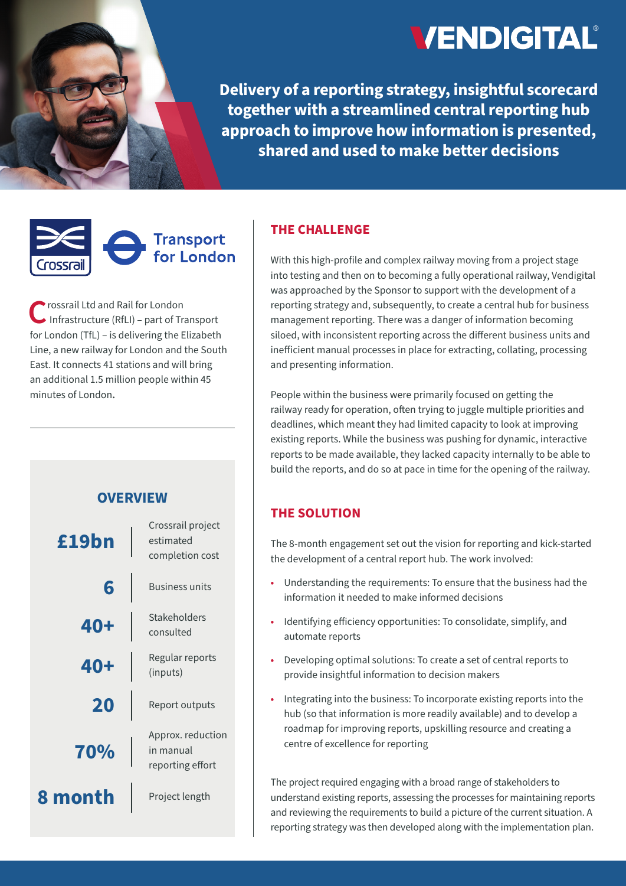**VENDIGITAL®**

# Delivery of a reporting strategy, insightful scorecard together with a streamlined central reporting hub approach to improve how information is presented, shared and used to make better decisions

Crossrail | Transport for London

Crossrail Ltd and Rail for London Infrastructure (RfLI) – part of Transport for London (TfL) – is delivering the Elizabeth Line, a new railway for London and the South East. It connects 41 stations and will bring an additional 1.5 million people within 45 minutes of London.

## OVERVIEW

| | |
|---|---|
| **£19bn** | Crossrail project estimated completion cost |
| **6** | Business units |
| **40+** | Stakeholders consulted |
| **40+** | Regular reports (inputs) |
| **20** | Report outputs |
| **70%** | Approx. reduction in manual reporting effort |
| **8 month** | Project length |

## THE CHALLENGE

With this high-profile and complex railway moving from a project stage into testing and then on to becoming a fully operational railway, Vendigital was approached by the Sponsor to support with the development of a reporting strategy and, subsequently, to create a central hub for business management reporting. There was a danger of information becoming siloed, with inconsistent reporting across the different business units and inefficient manual processes in place for extracting, collating, processing and presenting information.

People within the business were primarily focused on getting the railway ready for operation, often trying to juggle multiple priorities and deadlines, which meant they had limited capacity to look at improving existing reports. While the business was pushing for dynamic, interactive reports to be made available, they lacked capacity internally to be able to build the reports, and do so at pace in time for the opening of the railway.

## THE SOLUTION

The 8-month engagement set out the vision for reporting and kick-started the development of a central report hub. The work involved:

- Understanding the requirements: To ensure that the business had the information it needed to make informed decisions
- Identifying efficiency opportunities: To consolidate, simplify, and automate reports
- Developing optimal solutions: To create a set of central reports to provide insightful information to decision makers
- Integrating into the business: To incorporate existing reports into the hub (so that information is more readily available) and to develop a roadmap for improving reports, upskilling resource and creating a centre of excellence for reporting

The project required engaging with a broad range of stakeholders to understand existing reports, assessing the processes for maintaining reports and reviewing the requirements to build a picture of the current situation. A reporting strategy was then developed along with the implementation plan.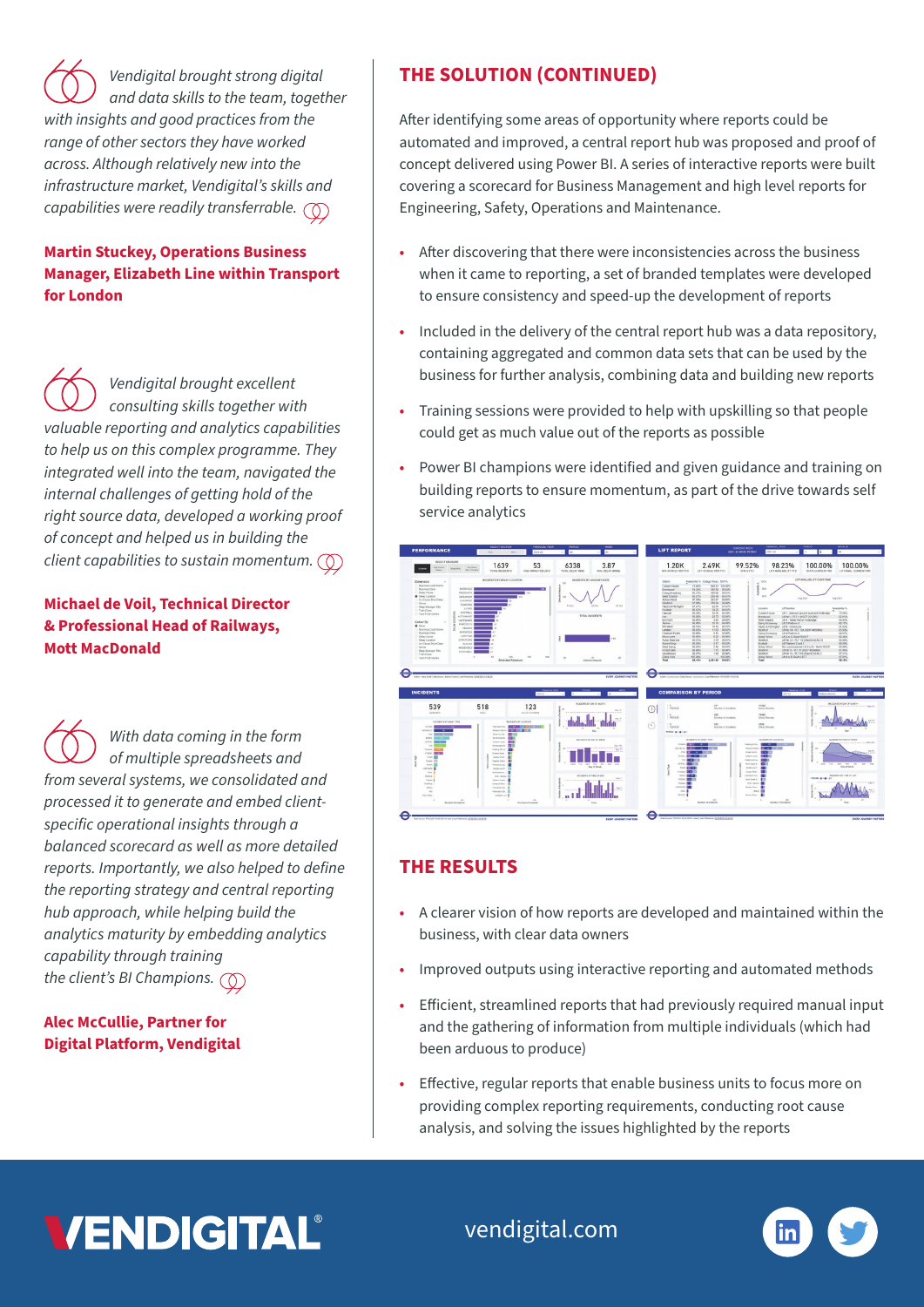*Vendigital brought strong digital and data skills to the team, together with insights and good practices from the range of other sectors they have worked across. Although relatively new into the infrastructure market, Vendigital's skills and capabilities were readily transferrable.*

**Martin Stuckey, Operations Business Manager, Elizabeth Line within Transport for London**

*Vendigital brought excellent consulting skills together with valuable reporting and analytics capabilities to help us on this complex programme. They integrated well into the team, navigated the internal challenges of getting hold of the right source data, developed a working proof of concept and helped us in building the client capabilities to sustain momentum.*

**Michael de Voil, Technical Director & Professional Head of Railways, Mott MacDonald**

*With data coming in the form of multiple spreadsheets and from several systems, we consolidated and processed it to generate and embed client-specific operational insights through a balanced scorecard as well as more detailed reports. Importantly, we also helped to define the reporting strategy and central reporting hub approach, while helping build the analytics maturity by embedding analytics capability through training the client's BI Champions.*

**Alec McCullie, Partner for Digital Platform, Vendigital**

## THE SOLUTION (CONTINUED)

After identifying some areas of opportunity where reports could be automated and improved, a central report hub was proposed and proof of concept delivered using Power BI. A series of interactive reports were built covering a scorecard for Business Management and high level reports for Engineering, Safety, Operations and Maintenance.

- After discovering that there were inconsistencies across the business when it came to reporting, a set of branded templates were developed to ensure consistency and speed-up the development of reports
- Included in the delivery of the central report hub was a data repository, containing aggregated and common data sets that can be used by the business for further analysis, combining data and building new reports
- Training sessions were provided to help with upskilling so that people could get as much value out of the reports as possible
- Power BI champions were identified and given guidance and training on building reports to ensure momentum, as part of the drive towards self service analytics

## THE RESULTS

- A clearer vision of how reports are developed and maintained within the business, with clear data owners
- Improved outputs using interactive reporting and automated methods
- Efficient, streamlined reports that had previously required manual input and the gathering of information from multiple individuals (which had been arduous to produce)
- Effective, regular reports that enable business units to focus more on providing complex reporting requirements, conducting root cause analysis, and solving the issues highlighted by the reports

VENDIGITAL®

vendigital.com